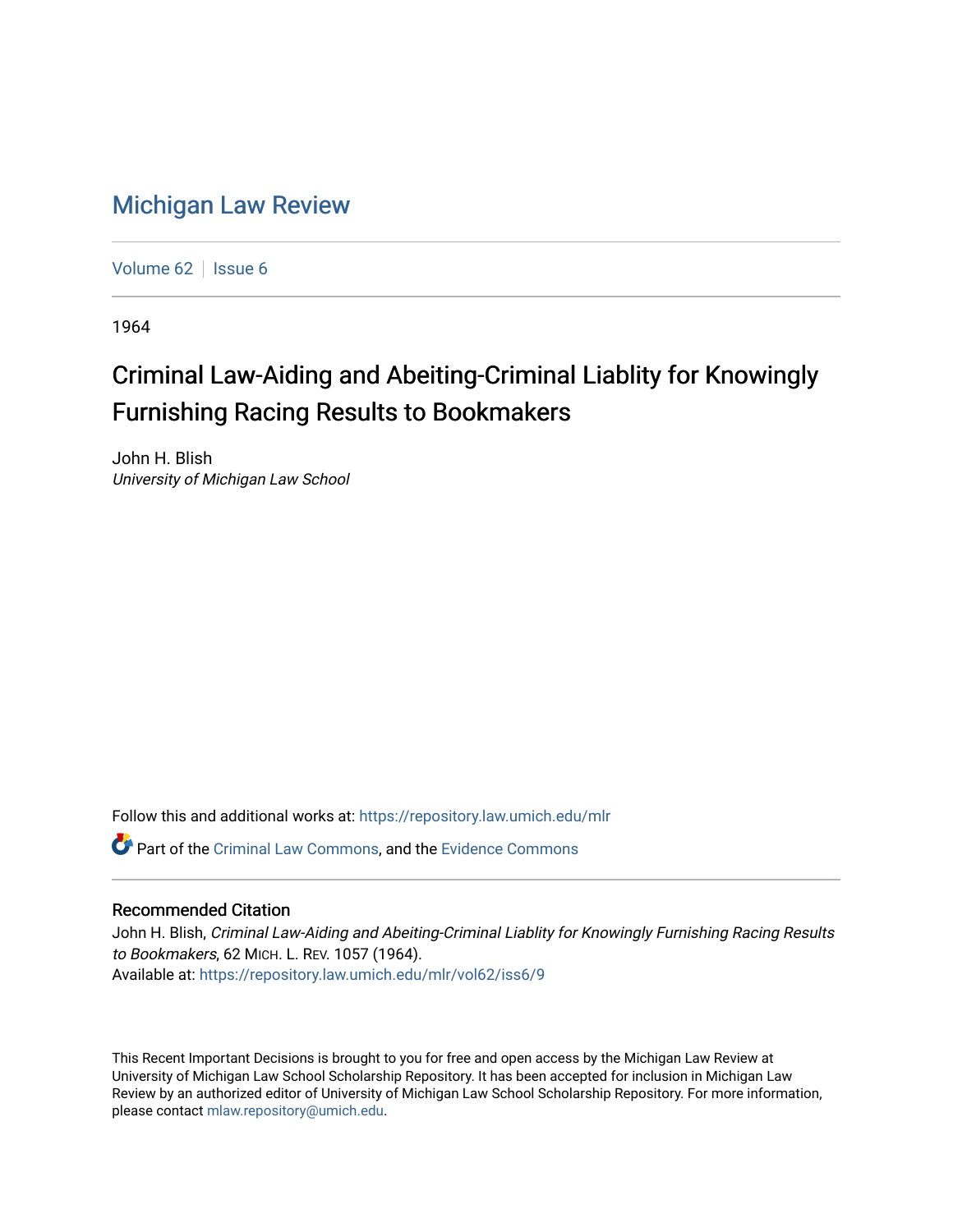Michigan Law Review

Volume 62 | Issue 6

1964

# Criminal Law-Aiding and Abeiting-Criminal Liablity for Knowingly Furnishing Racing Results to Bookmakers

John H. Blish
*University of Michigan Law School*

Follow this and additional works at: https://repository.law.umich.edu/mlr

Part of the Criminal Law Commons, and the Evidence Commons

## Recommended Citation

John H. Blish, *Criminal Law-Aiding and Abeiting-Criminal Liablity for Knowingly Furnishing Racing Results to Bookmakers*, 62 MICH. L. REV. 1057 (1964).
Available at: https://repository.law.umich.edu/mlr/vol62/iss6/9

This Recent Important Decisions is brought to you for free and open access by the Michigan Law Review at University of Michigan Law School Scholarship Repository. It has been accepted for inclusion in Michigan Law Review by an authorized editor of University of Michigan Law School Scholarship Repository. For more information, please contact mlaw.repository@umich.edu.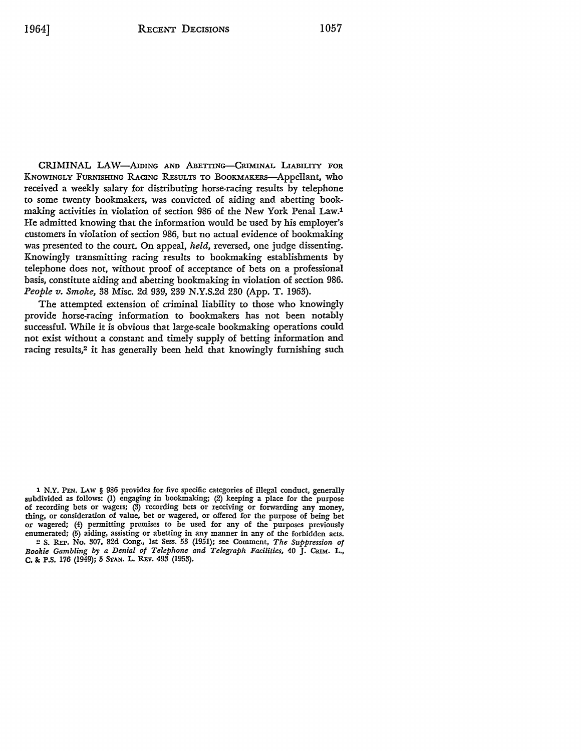CRIMINAL LAW—AIDING AND ABETTING—CRIMINAL LIABILITY FOR KNOWINGLY FURNISHING RACING RESULTS TO BOOKMAKERS—Appellant, who received a weekly salary for distributing horse-racing results by telephone to some twenty bookmakers, was convicted of aiding and abetting bookmaking activities in violation of section 986 of the New York Penal Law.[1] He admitted knowing that the information would be used by his employer's customers in violation of section 986, but no actual evidence of bookmaking was presented to the court. On appeal, *held*, reversed, one judge dissenting. Knowingly transmitting racing results to bookmaking establishments by telephone does not, without proof of acceptance of bets on a professional basis, constitute aiding and abetting bookmaking in violation of section 986. *People v. Smoke*, 38 Misc. 2d 939, 239 N.Y.S.2d 230 (App. T. 1963).

The attempted extension of criminal liability to those who knowingly provide horse-racing information to bookmakers has not been notably successful. While it is obvious that large-scale bookmaking operations could not exist without a constant and timely supply of betting information and racing results,[2] it has generally been held that knowingly furnishing such

---

[1] N.Y. PEN. LAW § 986 provides for five specific categories of illegal conduct, generally subdivided as follows: (1) engaging in bookmaking; (2) keeping a place for the purpose of recording bets or wagers; (3) recording bets or receiving or forwarding any money, thing, or consideration of value, bet or wagered, or offered for the purpose of being bet or wagered; (4) permitting premises to be used for any of the purposes previously enumerated; (5) aiding, assisting or abetting in any manner in any of the forbidden acts.

[2] S. REP. No. 307, 82d Cong., 1st Sess. 53 (1951); see Comment, *The Suppression of Bookie Gambling by a Denial of Telephone and Telegraph Facilities*, 40 J. CRIM. L., C. & P.S. 176 (1949); 5 STAN. L. REV. 493 (1953).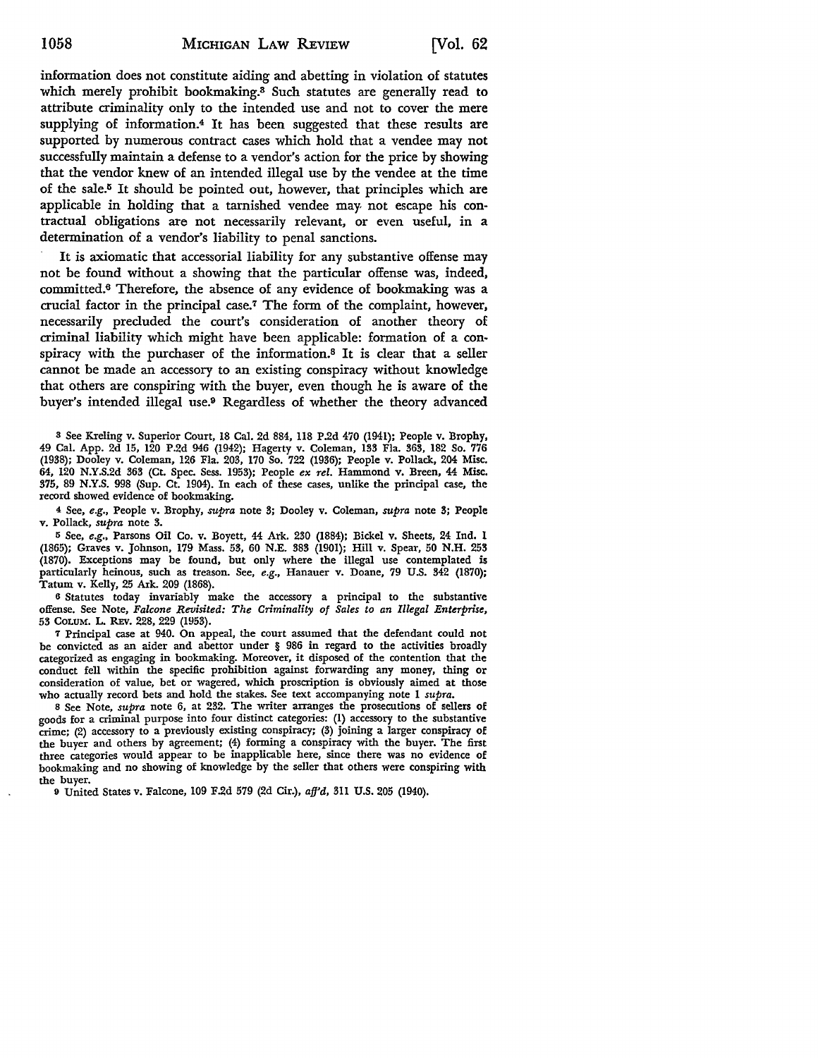information does not constitute aiding and abetting in violation of statutes which merely prohibit bookmaking.[3] Such statutes are generally read to attribute criminality only to the intended use and not to cover the mere supplying of information.[4] It has been suggested that these results are supported by numerous contract cases which hold that a vendee may not successfully maintain a defense to a vendor's action for the price by showing that the vendor knew of an intended illegal use by the vendee at the time of the sale.[5] It should be pointed out, however, that principles which are applicable in holding that a tarnished vendee may not escape his contractual obligations are not necessarily relevant, or even useful, in a determination of a vendor's liability to penal sanctions.

It is axiomatic that accessorial liability for any substantive offense may not be found without a showing that the particular offense was, indeed, committed.[6] Therefore, the absence of any evidence of bookmaking was a crucial factor in the principal case.[7] The form of the complaint, however, necessarily precluded the court's consideration of another theory of criminal liability which might have been applicable: formation of a conspiracy with the purchaser of the information.[8] It is clear that a seller cannot be made an accessory to an existing conspiracy without knowledge that others are conspiring with the buyer, even though he is aware of the buyer's intended illegal use.[9] Regardless of whether the theory advanced

---

[3] See Kreling v. Superior Court, 18 Cal. 2d 884, 118 P.2d 470 (1941); People v. Brophy, 49 Cal. App. 2d 15, 120 P.2d 946 (1942); Hagerty v. Coleman, 133 Fla. 363, 182 So. 776 (1938); Dooley v. Coleman, 126 Fla. 203, 170 So. 722 (1936); People v. Pollack, 204 Misc. 64, 120 N.Y.S.2d 363 (Ct. Spec. Sess. 1953); People *ex rel.* Hammond v. Breen, 44 Misc. 375, 89 N.Y.S. 998 (Sup. Ct. 1904). In each of these cases, unlike the principal case, the record showed evidence of bookmaking.

[4] See, *e.g.*, People v. Brophy, *supra* note 3; Dooley v. Coleman, *supra* note 3; People v. Pollack, *supra* note 3.

[5] See, *e.g.*, Parsons Oil Co. v. Boyett, 44 Ark. 230 (1884); Bickel v. Sheets, 24 Ind. 1 (1865); Graves v. Johnson, 179 Mass. 53, 60 N.E. 383 (1901); Hill v. Spear, 50 N.H. 253 (1870). Exceptions may be found, but only where the illegal use contemplated is particularly heinous, such as treason. See, *e.g.*, Hanauer v. Doane, 79 U.S. 342 (1870); Tatum v. Kelly, 25 Ark. 209 (1868).

[6] Statutes today invariably make the accessory a principal to the substantive offense. See Note, *Falcone Revisited: The Criminality of Sales to an Illegal Enterprise*, 53 COLUM. L. REV. 228, 229 (1953).

[7] Principal case at 940. On appeal, the court assumed that the defendant could not be convicted as an aider and abettor under § 986 in regard to the activities broadly categorized as engaging in bookmaking. Moreover, it disposed of the contention that the conduct fell within the specific prohibition against forwarding any money, thing or consideration of value, bet or wagered, which proscription is obviously aimed at those who actually record bets and hold the stakes. See text accompanying note 1 *supra*.

[8] See Note, *supra* note 6, at 232. The writer arranges the prosecutions of sellers of goods for a criminal purpose into four distinct categories: (1) accessory to the substantive crime; (2) accessory to a previously existing conspiracy; (3) joining a larger conspiracy of the buyer and others by agreement; (4) forming a conspiracy with the buyer. The first three categories would appear to be inapplicable here, since there was no evidence of bookmaking and no showing of knowledge by the seller that others were conspiring with the buyer.

[9] United States v. Falcone, 109 F.2d 579 (2d Cir.), *aff'd*, 311 U.S. 205 (1940).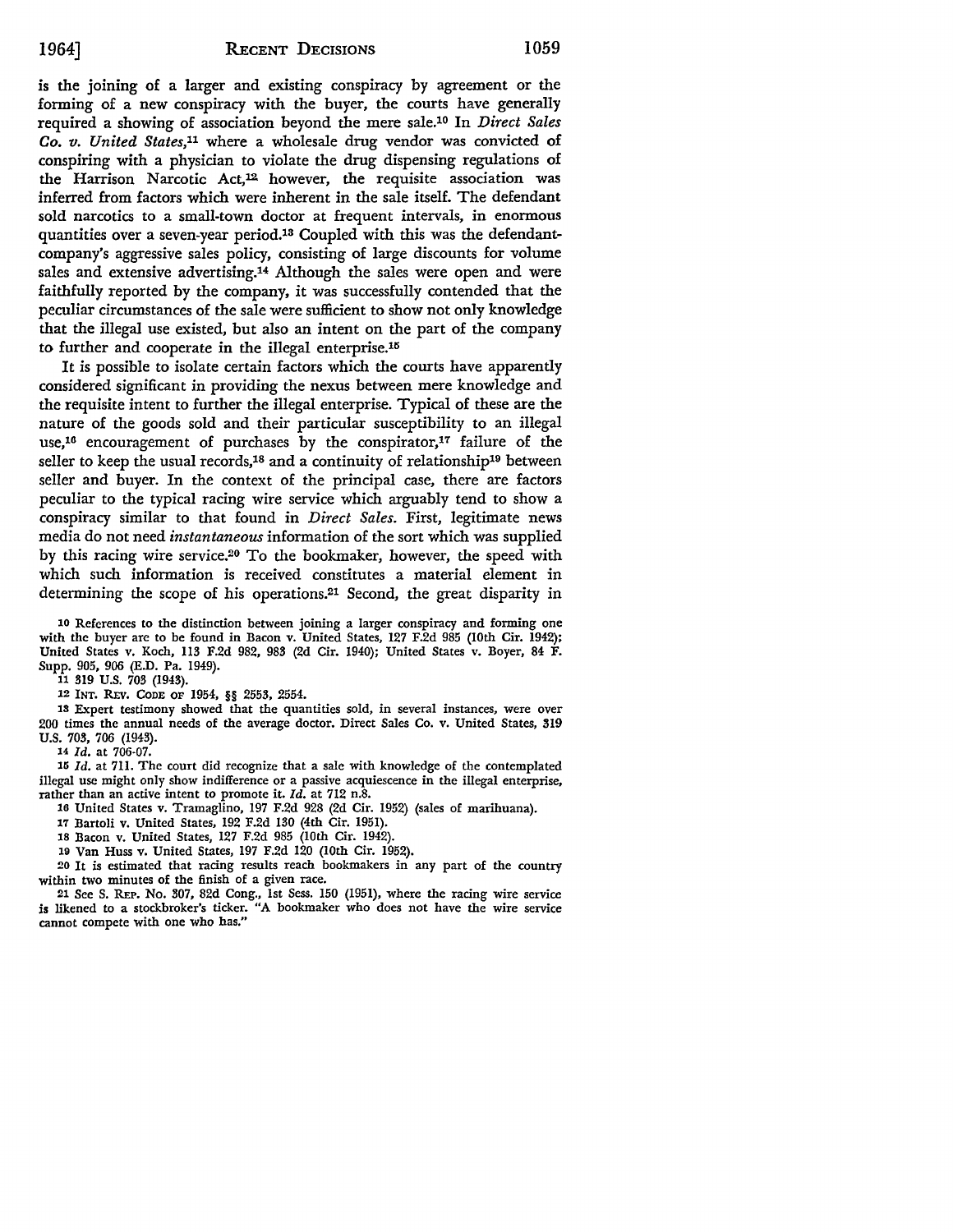is the joining of a larger and existing conspiracy by agreement or the forming of a new conspiracy with the buyer, the courts have generally required a showing of association beyond the mere sale.[10] In *Direct Sales Co. v. United States*,[11] where a wholesale drug vendor was convicted of conspiring with a physician to violate the drug dispensing regulations of the Harrison Narcotic Act,[12] however, the requisite association was inferred from factors which were inherent in the sale itself. The defendant sold narcotics to a small-town doctor at frequent intervals, in enormous quantities over a seven-year period.[13] Coupled with this was the defendant-company's aggressive sales policy, consisting of large discounts for volume sales and extensive advertising.[14] Although the sales were open and were faithfully reported by the company, it was successfully contended that the peculiar circumstances of the sale were sufficient to show not only knowledge that the illegal use existed, but also an intent on the part of the company to further and cooperate in the illegal enterprise.[15]

It is possible to isolate certain factors which the courts have apparently considered significant in providing the nexus between mere knowledge and the requisite intent to further the illegal enterprise. Typical of these are the nature of the goods sold and their particular susceptibility to an illegal use,[16] encouragement of purchases by the conspirator,[17] failure of the seller to keep the usual records,[18] and a continuity of relationship[19] between seller and buyer. In the context of the principal case, there are factors peculiar to the typical racing wire service which arguably tend to show a conspiracy similar to that found in *Direct Sales*. First, legitimate news media do not need *instantaneous* information of the sort which was supplied by this racing wire service.[20] To the bookmaker, however, the speed with which such information is received constitutes a material element in determining the scope of his operations.[21] Second, the great disparity in

[10] References to the distinction between joining a larger conspiracy and forming one with the buyer are to be found in Bacon v. United States, 127 F.2d 985 (10th Cir. 1942); United States v. Koch, 113 F.2d 982, 983 (2d Cir. 1940); United States v. Boyer, 84 F. Supp. 905, 906 (E.D. Pa. 1949).

[11] 319 U.S. 703 (1943).

[12] INT. REV. CODE OF 1954, §§ 2553, 2554.

[13] Expert testimony showed that the quantities sold, in several instances, were over 200 times the annual needs of the average doctor. Direct Sales Co. v. United States, 319 U.S. 703, 706 (1943).

[14] *Id.* at 706-07.

[15] *Id.* at 711. The court did recognize that a sale with knowledge of the contemplated illegal use might only show indifference or a passive acquiescence in the illegal enterprise, rather than an active intent to promote it. *Id.* at 712 n.8.

[16] United States v. Tramaglino, 197 F.2d 928 (2d Cir. 1952) (sales of marihuana).

[17] Bartoli v. United States, 192 F.2d 130 (4th Cir. 1951).

[18] Bacon v. United States, 127 F.2d 985 (10th Cir. 1942).

[19] Van Huss v. United States, 197 F.2d 120 (10th Cir. 1952).

[20] It is estimated that racing results reach bookmakers in any part of the country within two minutes of the finish of a given race.

[21] See S. REP. No. 307, 82d Cong., 1st Sess. 150 (1951), where the racing wire service is likened to a stockbroker's ticker. "A bookmaker who does not have the wire service cannot compete with one who has."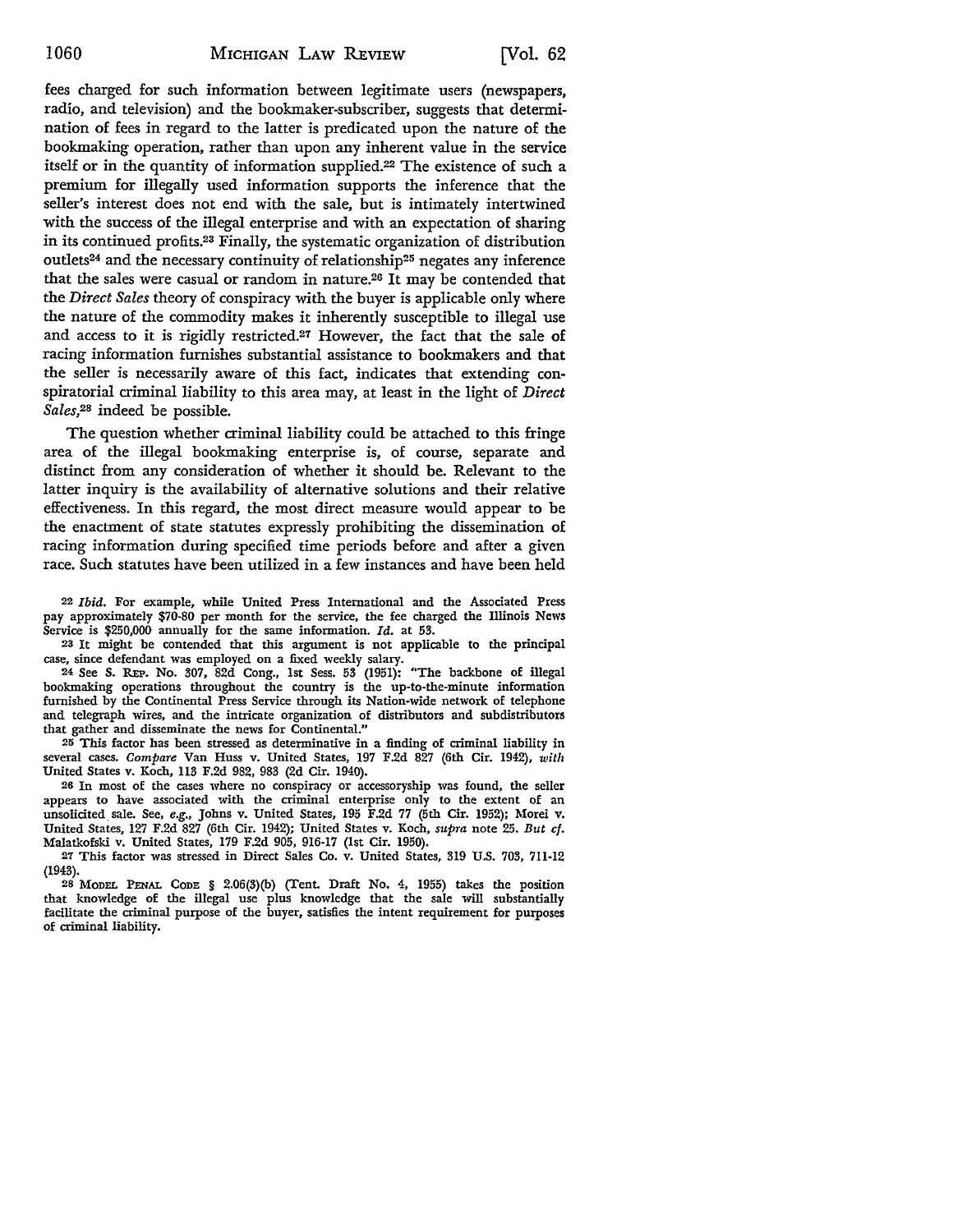fees charged for such information between legitimate users (newspapers, radio, and television) and the bookmaker-subscriber, suggests that determination of fees in regard to the latter is predicated upon the nature of the bookmaking operation, rather than upon any inherent value in the service itself or in the quantity of information supplied.[22] The existence of such a premium for illegally used information supports the inference that the seller's interest does not end with the sale, but is intimately intertwined with the success of the illegal enterprise and with an expectation of sharing in its continued profits.[23] Finally, the systematic organization of distribution outlets[24] and the necessary continuity of relationship[25] negates any inference that the sales were casual or random in nature.[26] It may be contended that the *Direct Sales* theory of conspiracy with the buyer is applicable only where the nature of the commodity makes it inherently susceptible to illegal use and access to it is rigidly restricted.[27] However, the fact that the sale of racing information furnishes substantial assistance to bookmakers and that the seller is necessarily aware of this fact, indicates that extending conspiratorial criminal liability to this area may, at least in the light of *Direct Sales*,[28] indeed be possible.

The question whether criminal liability could be attached to this fringe area of the illegal bookmaking enterprise is, of course, separate and distinct from any consideration of whether it should be. Relevant to the latter inquiry is the availability of alternative solutions and their relative effectiveness. In this regard, the most direct measure would appear to be the enactment of state statutes expressly prohibiting the dissemination of racing information during specified time periods before and after a given race. Such statutes have been utilized in a few instances and have been held

---

[22] *Ibid.* For example, while United Press International and the Associated Press pay approximately $70-80 per month for the service, the fee charged the Illinois News Service is $250,000 annually for the same information. *Id.* at 53.

[23] It might be contended that this argument is not applicable to the principal case, since defendant was employed on a fixed weekly salary.

[24] See S. Rep. No. 307, 82d Cong., 1st Sess. 53 (1951): "The backbone of illegal bookmaking operations throughout the country is the up-to-the-minute information furnished by the Continental Press Service through its Nation-wide network of telephone and telegraph wires, and the intricate organization of distributors and subdistributors that gather and disseminate the news for Continental."

[25] This factor has been stressed as determinative in a finding of criminal liability in several cases. *Compare* Van Huss v. United States, 197 F.2d 827 (6th Cir. 1942), *with* United States v. Koch, 113 F.2d 982, 983 (2d Cir. 1940).

[26] In most of the cases where no conspiracy or accessoryship was found, the seller appears to have associated with the criminal enterprise only to the extent of an unsolicited sale. See, *e.g.*, Johns v. United States, 195 F.2d 77 (5th Cir. 1952); Morei v. United States, 127 F.2d 827 (6th Cir. 1942); United States v. Koch, *supra* note 25. *But cf.* Malatkofski v. United States, 179 F.2d 905, 916-17 (1st Cir. 1950).

[27] This factor was stressed in Direct Sales Co. v. United States, 319 U.S. 703, 711-12 (1943).

[28] Model Penal Code § 2.06(3)(b) (Tent. Draft No. 4, 1955) takes the position that knowledge of the illegal use plus knowledge that the sale will substantially facilitate the criminal purpose of the buyer, satisfies the intent requirement for purposes of criminal liability.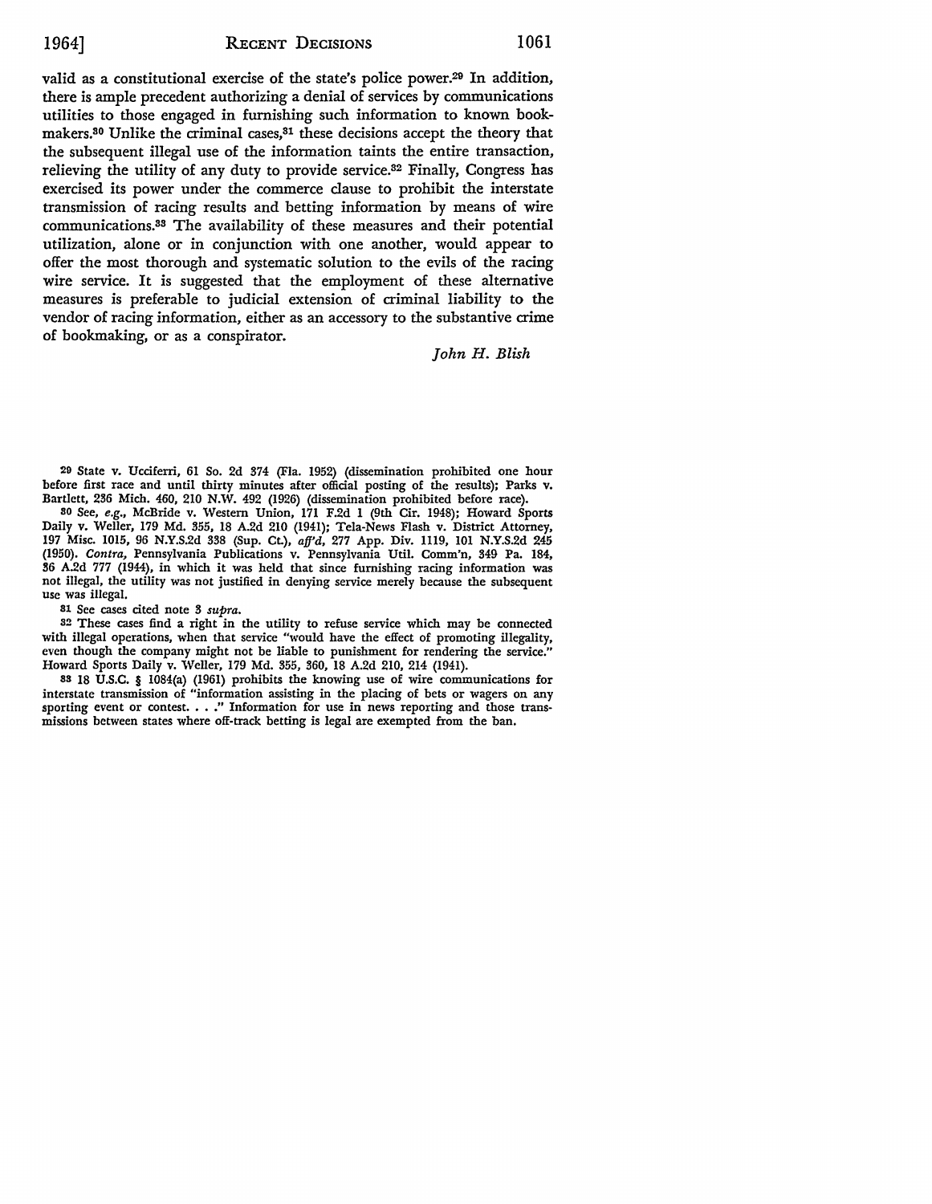valid as a constitutional exercise of the state's police power.[29] In addition, there is ample precedent authorizing a denial of services by communications utilities to those engaged in furnishing such information to known bookmakers.[30] Unlike the criminal cases,[31] these decisions accept the theory that the subsequent illegal use of the information taints the entire transaction, relieving the utility of any duty to provide service.[32] Finally, Congress has exercised its power under the commerce clause to prohibit the interstate transmission of racing results and betting information by means of wire communications.[33] The availability of these measures and their potential utilization, alone or in conjunction with one another, would appear to offer the most thorough and systematic solution to the evils of the racing wire service. It is suggested that the employment of these alternative measures is preferable to judicial extension of criminal liability to the vendor of racing information, either as an accessory to the substantive crime of bookmaking, or as a conspirator.

*John H. Blish*

---

[29] State v. Ucciferri, 61 So. 2d 374 (Fla. 1952) (dissemination prohibited one hour before first race and until thirty minutes after official posting of the results); Parks v. Bartlett, 236 Mich. 460, 210 N.W. 492 (1926) (dissemination prohibited before race).

[30] See, *e.g.*, McBride v. Western Union, 171 F.2d 1 (9th Cir. 1948); Howard Sports Daily v. Weller, 179 Md. 355, 18 A.2d 210 (1941); Tela-News Flash v. District Attorney, 197 Misc. 1015, 96 N.Y.S.2d 338 (Sup. Ct.), *aff'd*, 277 App. Div. 1119, 101 N.Y.S.2d 245 (1950). *Contra*, Pennsylvania Publications v. Pennsylvania Util. Comm'n, 349 Pa. 184, 36 A.2d 777 (1944), in which it was held that since furnishing racing information was not illegal, the utility was not justified in denying service merely because the subsequent use was illegal.

[31] See cases cited note 3 *supra*.

[32] These cases find a right in the utility to refuse service which may be connected with illegal operations, when that service "would have the effect of promoting illegality, even though the company might not be liable to punishment for rendering the service." Howard Sports Daily v. Weller, 179 Md. 355, 360, 18 A.2d 210, 214 (1941).

[33] 18 U.S.C. § 1084(a) (1961) prohibits the knowing use of wire communications for interstate transmission of "information assisting in the placing of bets or wagers on any sporting event or contest. . . ." Information for use in news reporting and those transmissions between states where off-track betting is legal are exempted from the ban.